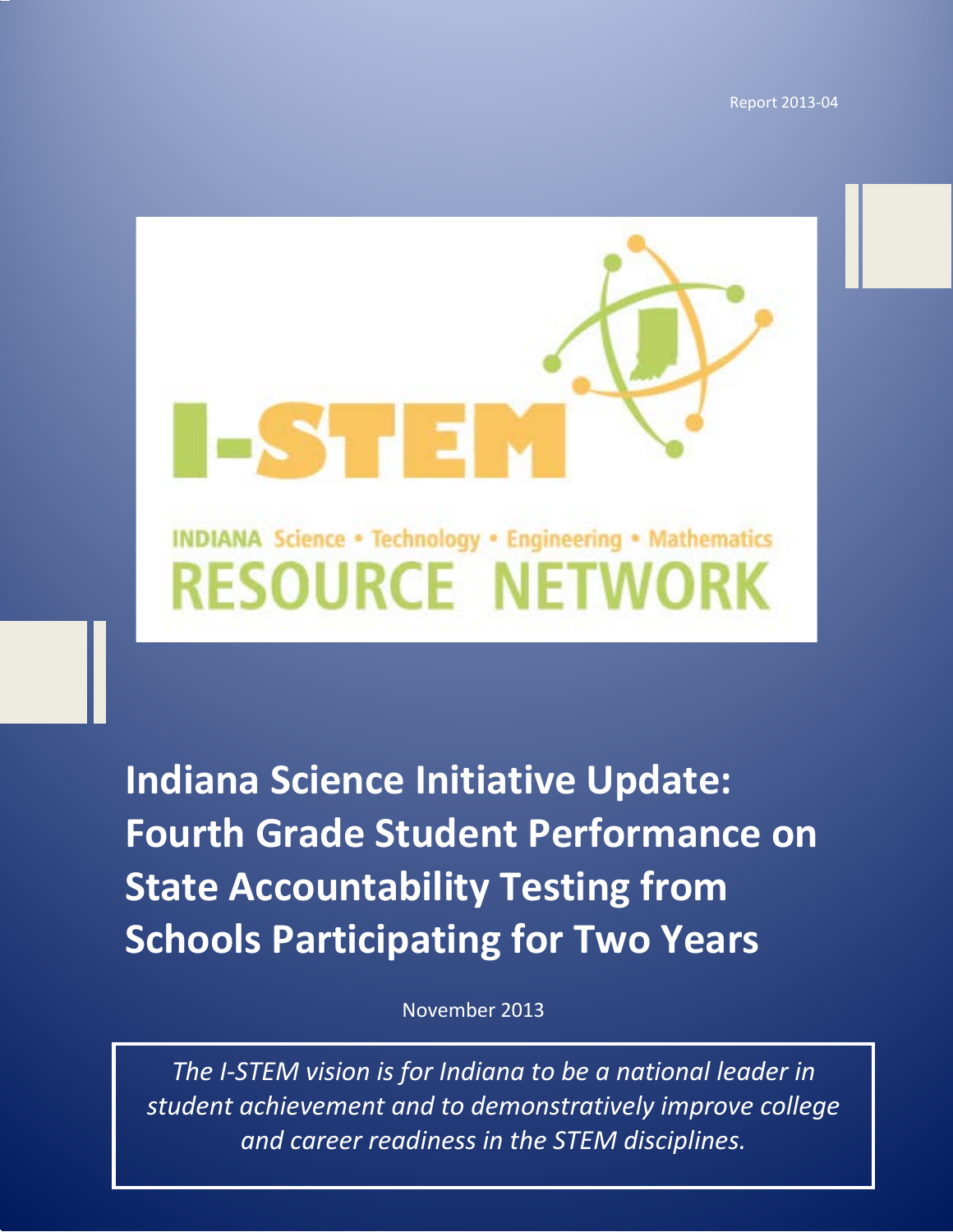Report 2013-04

I-STEM

INDIANA Science • Technology • Engineering • Mathematics
RESOURCE NETWORK

# Indiana Science Initiative Update: Fourth Grade Student Performance on State Accountability Testing from Schools Participating for Two Years

November 2013

*The I-STEM vision is for Indiana to be a national leader in student achievement and to demonstratively improve college and career readiness in the STEM disciplines.*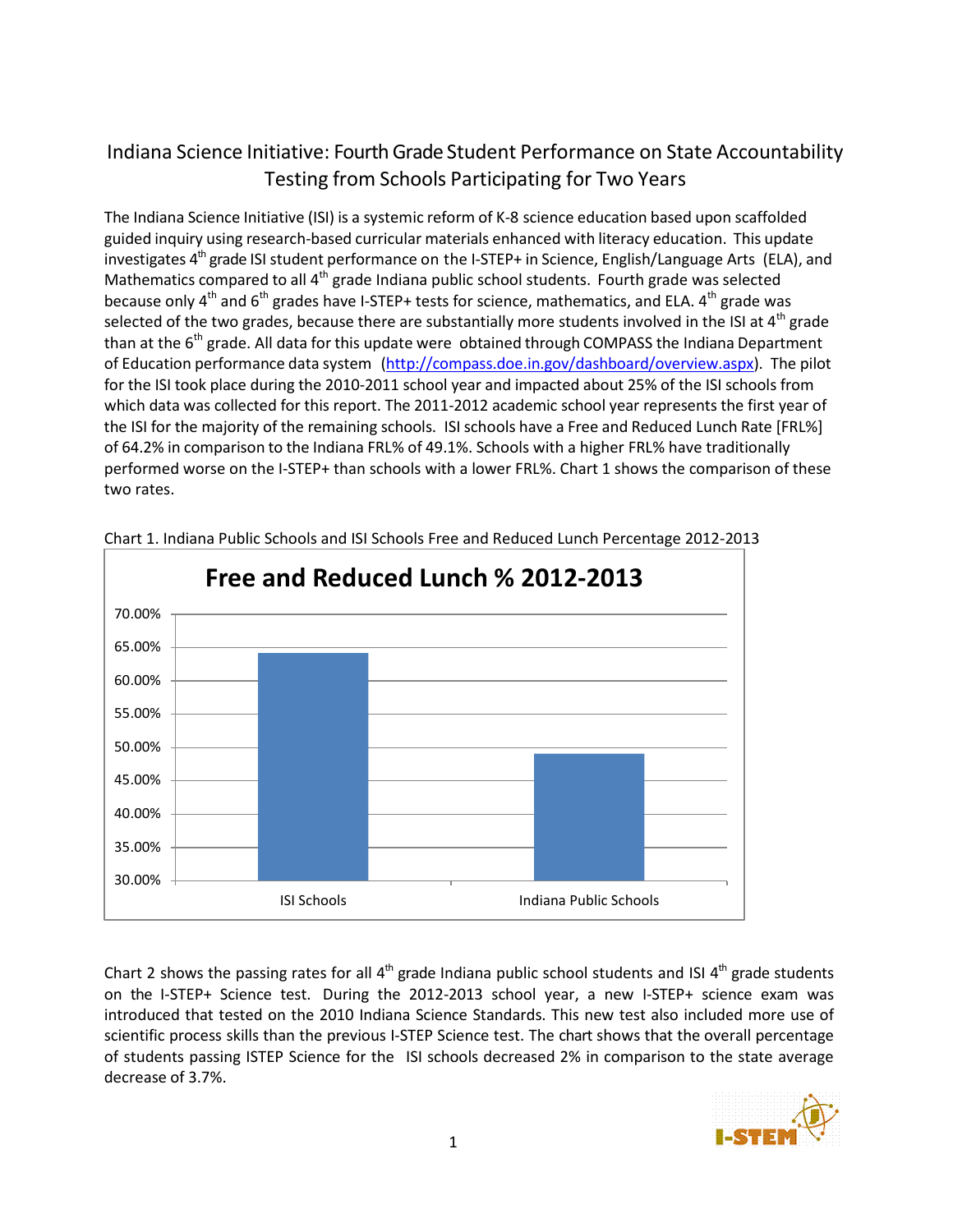# Indiana Science Initiative: Fourth Grade Student Performance on State Accountability Testing from Schools Participating for Two Years

The Indiana Science Initiative (ISI) is a systemic reform of K-8 science education based upon scaffolded guided inquiry using research-based curricular materials enhanced with literacy education. This update investigates 4th grade ISI student performance on the I-STEP+ in Science, English/Language Arts (ELA), and Mathematics compared to all 4th grade Indiana public school students. Fourth grade was selected because only 4th and 6th grades have I-STEP+ tests for science, mathematics, and ELA. 4th grade was selected of the two grades, because there are substantially more students involved in the ISI at 4th grade than at the 6th grade. All data for this update were obtained through COMPASS the Indiana Department of Education performance data system (http://compass.doe.in.gov/dashboard/overview.aspx). The pilot for the ISI took place during the 2010-2011 school year and impacted about 25% of the ISI schools from which data was collected for this report. The 2011-2012 academic school year represents the first year of the ISI for the majority of the remaining schools. ISI schools have a Free and Reduced Lunch Rate [FRL%] of 64.2% in comparison to the Indiana FRL% of 49.1%. Schools with a higher FRL% have traditionally performed worse on the I-STEP+ than schools with a lower FRL%. Chart 1 shows the comparison of these two rates.

Chart 1. Indiana Public Schools and ISI Schools Free and Reduced Lunch Percentage 2012-2013

**Free and Reduced Lunch % 2012-2013**

| | Free and Reduced Lunch % |
|---|---|
| ISI Schools | 64.2% |
| Indiana Public Schools | 49.1% |

Chart 2 shows the passing rates for all 4th grade Indiana public school students and ISI 4th grade students on the I-STEP+ Science test. During the 2012-2013 school year, a new I-STEP+ science exam was introduced that tested on the 2010 Indiana Science Standards. This new test also included more use of scientific process skills than the previous I-STEP Science test. The chart shows that the overall percentage of students passing ISTEP Science for the ISI schools decreased 2% in comparison to the state average decrease of 3.7%.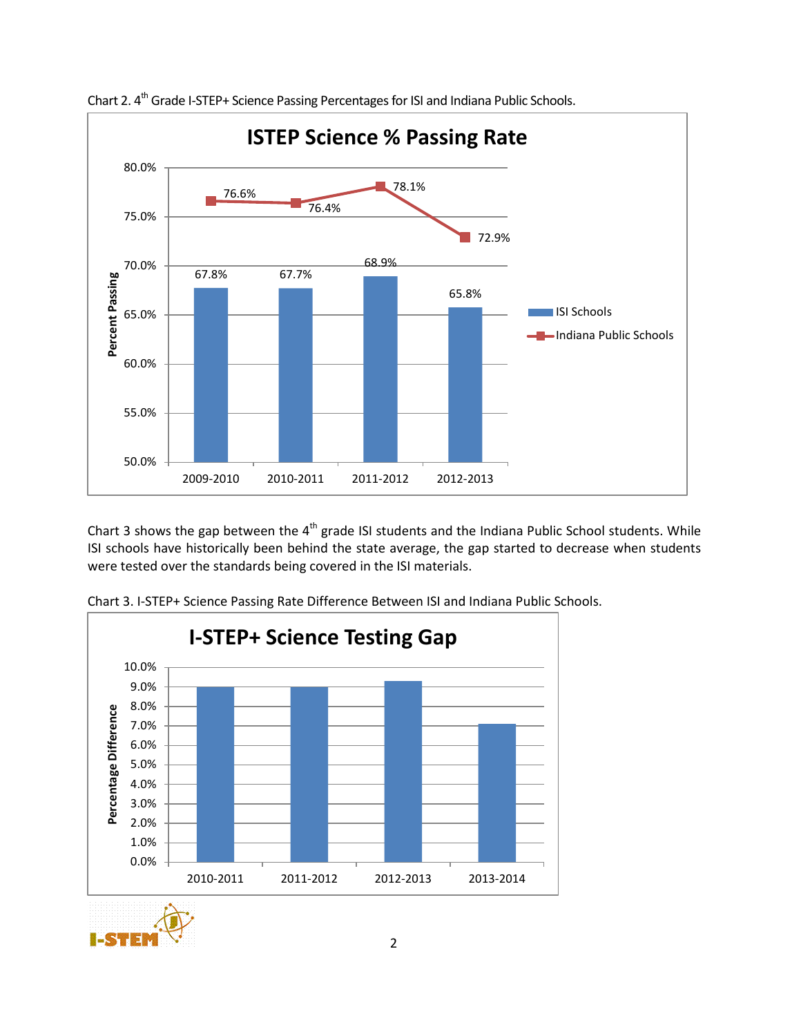Chart 2. 4th Grade I-STEP+ Science Passing Percentages for ISI and Indiana Public Schools.

**ISTEP Science % Passing Rate**

| | 2009-2010 | 2010-2011 | 2011-2012 | 2012-2013 |
|---|---|---|---|---|
| ISI Schools | 67.8% | 67.7% | 68.9% | 65.8% |
| Indiana Public Schools | 76.6% | 76.4% | 78.1% | 72.9% |

Chart 3 shows the gap between the 4th grade ISI students and the Indiana Public School students. While ISI schools have historically been behind the state average, the gap started to decrease when students were tested over the standards being covered in the ISI materials.

Chart 3. I-STEP+ Science Passing Rate Difference Between ISI and Indiana Public Schools.

**I-STEP+ Science Testing Gap**

Percentage Difference by year: 2010-2011, 2011-2012, 2012-2013, 2013-2014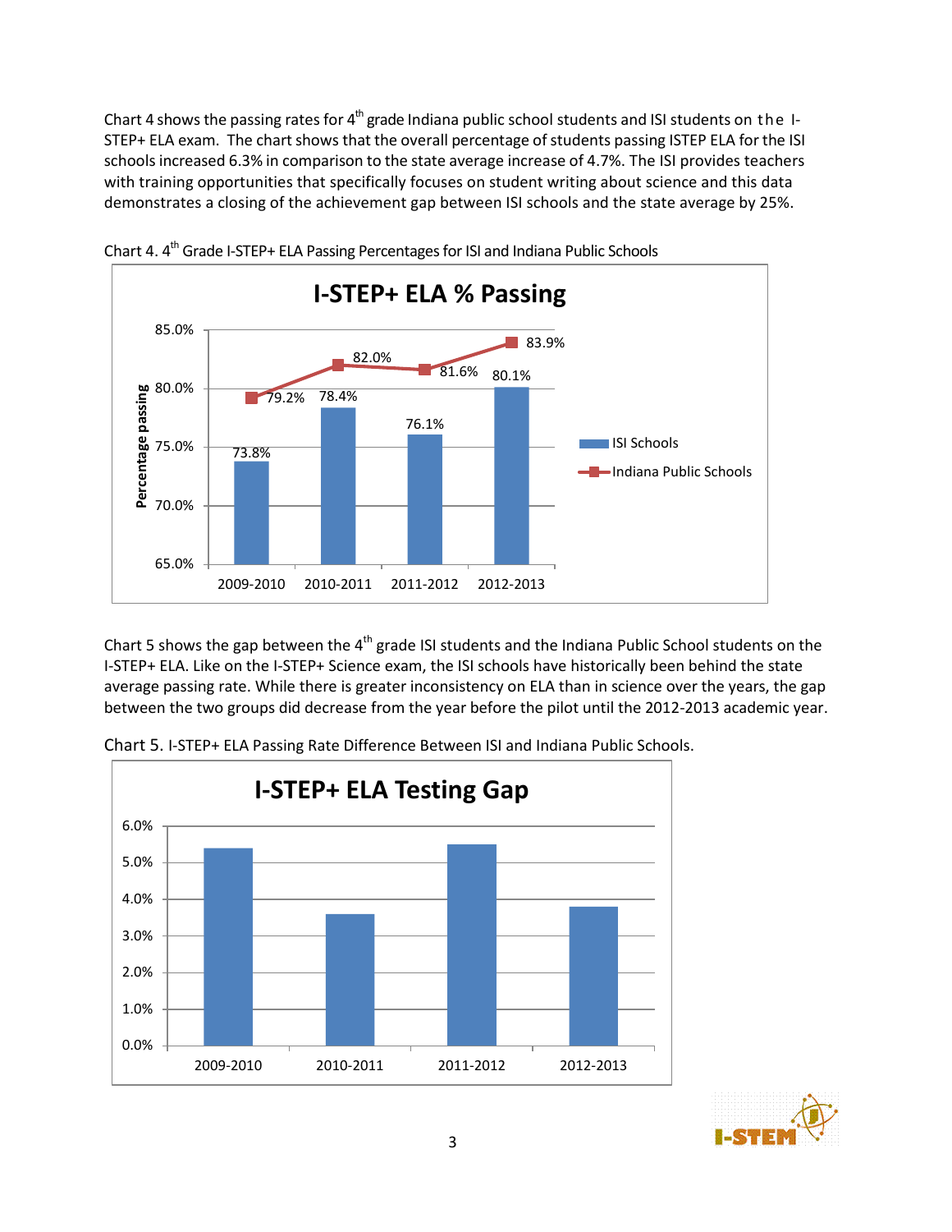Chart 4 shows the passing rates for 4th grade Indiana public school students and ISI students on the I-STEP+ ELA exam. The chart shows that the overall percentage of students passing ISTEP ELA for the ISI schools increased 6.3% in comparison to the state average increase of 4.7%. The ISI provides teachers with training opportunities that specifically focuses on student writing about science and this data demonstrates a closing of the achievement gap between ISI schools and the state average by 25%.

Chart 4. 4th Grade I-STEP+ ELA Passing Percentages for ISI and Indiana Public Schools

**I-STEP+ ELA % Passing**

| | 2009-2010 | 2010-2011 | 2011-2012 | 2012-2013 |
|---|---|---|---|---|
| ISI Schools | 73.8% | 78.4% | 76.1% | 80.1% |
| Indiana Public Schools | 79.2% | 82.0% | 81.6% | 83.9% |

Chart 5 shows the gap between the 4th grade ISI students and the Indiana Public School students on the I-STEP+ ELA. Like on the I-STEP+ Science exam, the ISI schools have historically been behind the state average passing rate. While there is greater inconsistency on ELA than in science over the years, the gap between the two groups did decrease from the year before the pilot until the 2012-2013 academic year.

Chart 5. I-STEP+ ELA Passing Rate Difference Between ISI and Indiana Public Schools.

**I-STEP+ ELA Testing Gap**

| 2009-2010 | 2010-2011 | 2011-2012 | 2012-2013 |
|---|---|---|---|
| 5.4% | 3.6% | 5.5% | 3.8% |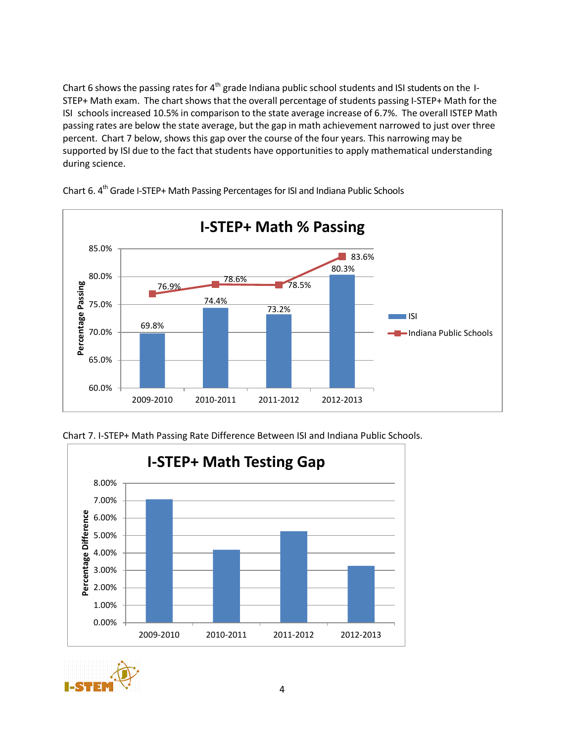Chart 6 shows the passing rates for 4th grade Indiana public school students and ISI students on the I-STEP+ Math exam. The chart shows that the overall percentage of students passing I-STEP+ Math for the ISI schools increased 10.5% in comparison to the state average increase of 6.7%. The overall ISTEP Math passing rates are below the state average, but the gap in math achievement narrowed to just over three percent. Chart 7 below, shows this gap over the course of the four years. This narrowing may be supported by ISI due to the fact that students have opportunities to apply mathematical understanding during science.

Chart 6. 4th Grade I-STEP+ Math Passing Percentages for ISI and Indiana Public Schools

**I-STEP+ Math % Passing**

| Year | ISI | Indiana Public Schools |
|---|---|---|
| 2009-2010 | 69.8% | 76.9% |
| 2010-2011 | 74.4% | 78.6% |
| 2011-2012 | 73.2% | 78.5% |
| 2012-2013 | 80.3% | 83.6% |

Chart 7. I-STEP+ Math Passing Rate Difference Between ISI and Indiana Public Schools.

**I-STEP+ Math Testing Gap**

| Year | Percentage Difference |
|---|---|
| 2009-2010 | ~7.1% |
| 2010-2011 | ~4.2% |
| 2011-2012 | ~5.3% |
| 2012-2013 | ~3.3% |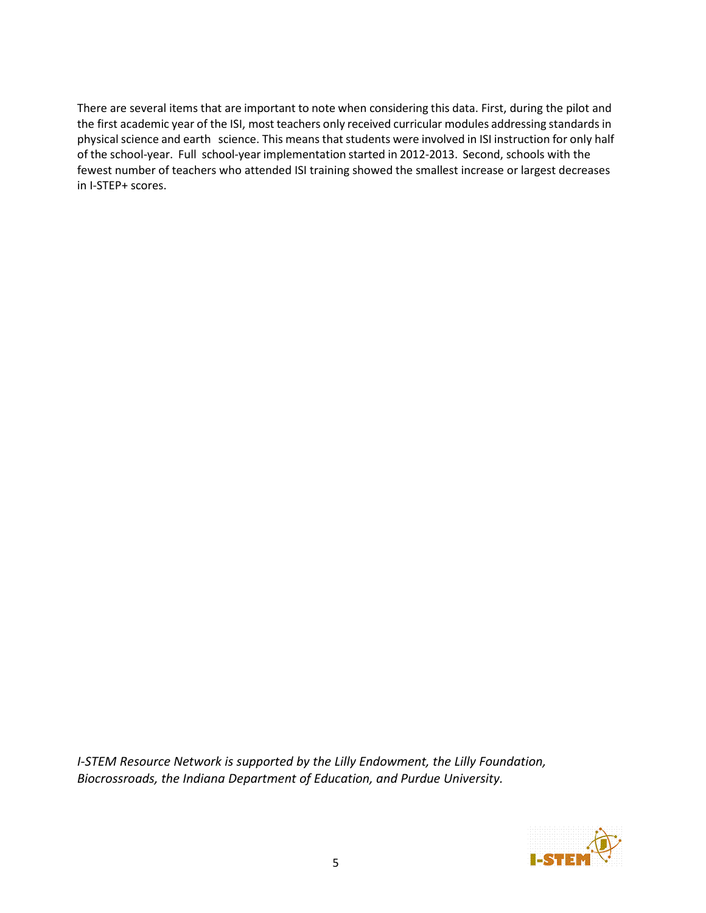There are several items that are important to note when considering this data. First, during the pilot and the first academic year of the ISI, most teachers only received curricular modules addressing standards in physical science and earth science. This means that students were involved in ISI instruction for only half of the school-year. Full school-year implementation started in 2012-2013. Second, schools with the fewest number of teachers who attended ISI training showed the smallest increase or largest decreases in I-STEP+ scores.

*I-STEM Resource Network is supported by the Lilly Endowment, the Lilly Foundation, Biocrossroads, the Indiana Department of Education, and Purdue University.*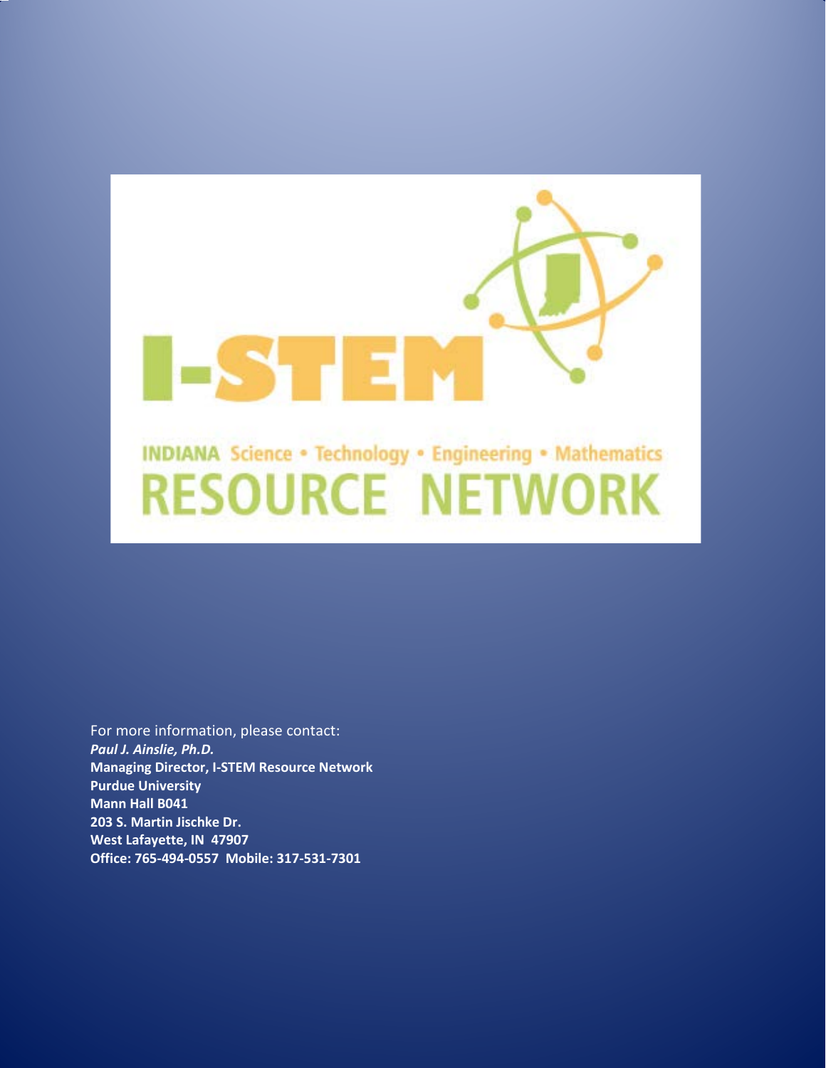I-STEM

INDIANA Science • Technology • Engineering • Mathematics
RESOURCE NETWORK

For more information, please contact:
***Paul J. Ainslie, Ph.D.***
**Managing Director, I-STEM Resource Network**
**Purdue University**
**Mann Hall B041**
**203 S. Martin Jischke Dr.**
**West Lafayette, IN 47907**
**Office: 765-494-0557 Mobile: 317-531-7301**